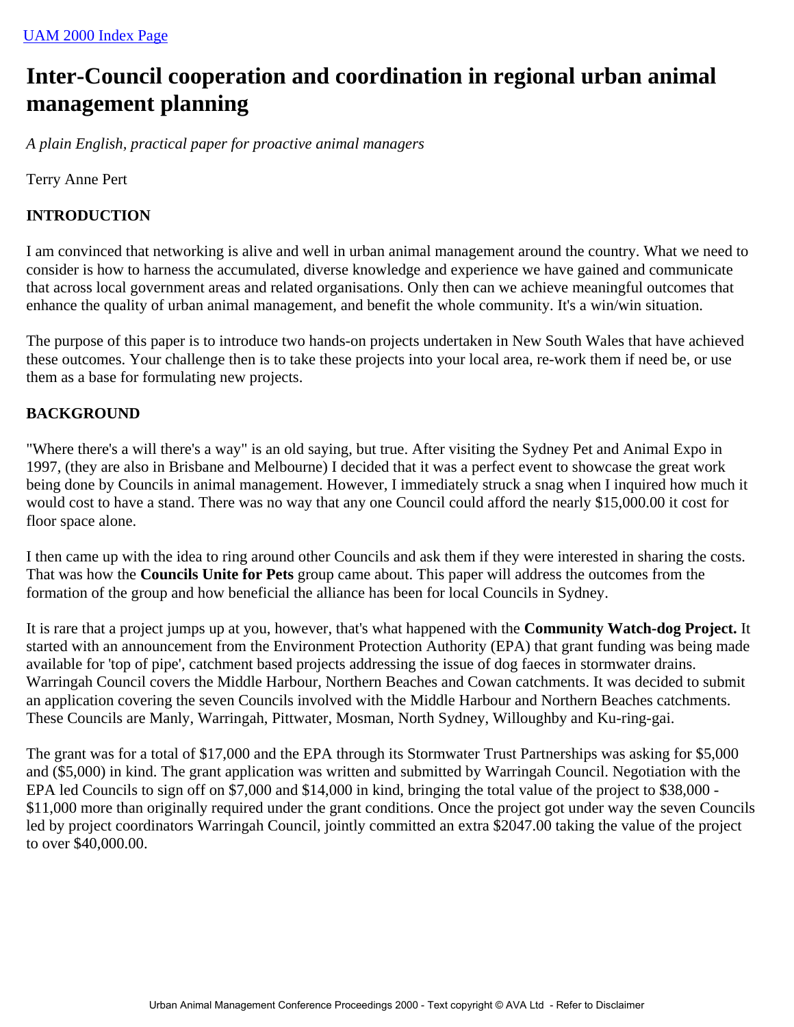UAM 2000 Index Page

# Inter-Council cooperation and coordination in regional urban animal management planning

*A plain English, practical paper for proactive animal managers*

Terry Anne Pert

## INTRODUCTION

I am convinced that networking is alive and well in urban animal management around the country. What we need to consider is how to harness the accumulated, diverse knowledge and experience we have gained and communicate that across local government areas and related organisations. Only then can we achieve meaningful outcomes that enhance the quality of urban animal management, and benefit the whole community. It's a win/win situation.

The purpose of this paper is to introduce two hands-on projects undertaken in New South Wales that have achieved these outcomes. Your challenge then is to take these projects into your local area, re-work them if need be, or use them as a base for formulating new projects.

## BACKGROUND

"Where there's a will there's a way" is an old saying, but true. After visiting the Sydney Pet and Animal Expo in 1997, (they are also in Brisbane and Melbourne) I decided that it was a perfect event to showcase the great work being done by Councils in animal management. However, I immediately struck a snag when I inquired how much it would cost to have a stand. There was no way that any one Council could afford the nearly $15,000.00 it cost for floor space alone.

I then came up with the idea to ring around other Councils and ask them if they were interested in sharing the costs. That was how the **Councils Unite for Pets** group came about. This paper will address the outcomes from the formation of the group and how beneficial the alliance has been for local Councils in Sydney.

It is rare that a project jumps up at you, however, that's what happened with the **Community Watch-dog Project.** It started with an announcement from the Environment Protection Authority (EPA) that grant funding was being made available for 'top of pipe', catchment based projects addressing the issue of dog faeces in stormwater drains. Warringah Council covers the Middle Harbour, Northern Beaches and Cowan catchments. It was decided to submit an application covering the seven Councils involved with the Middle Harbour and Northern Beaches catchments. These Councils are Manly, Warringah, Pittwater, Mosman, North Sydney, Willoughby and Ku-ring-gai.

The grant was for a total of $17,000 and the EPA through its Stormwater Trust Partnerships was asking for $5,000 and ($5,000) in kind. The grant application was written and submitted by Warringah Council. Negotiation with the EPA led Councils to sign off on $7,000 and $14,000 in kind, bringing the total value of the project to $38,000 - $11,000 more than originally required under the grant conditions. Once the project got under way the seven Councils led by project coordinators Warringah Council, jointly committed an extra $2047.00 taking the value of the project to over $40,000.00.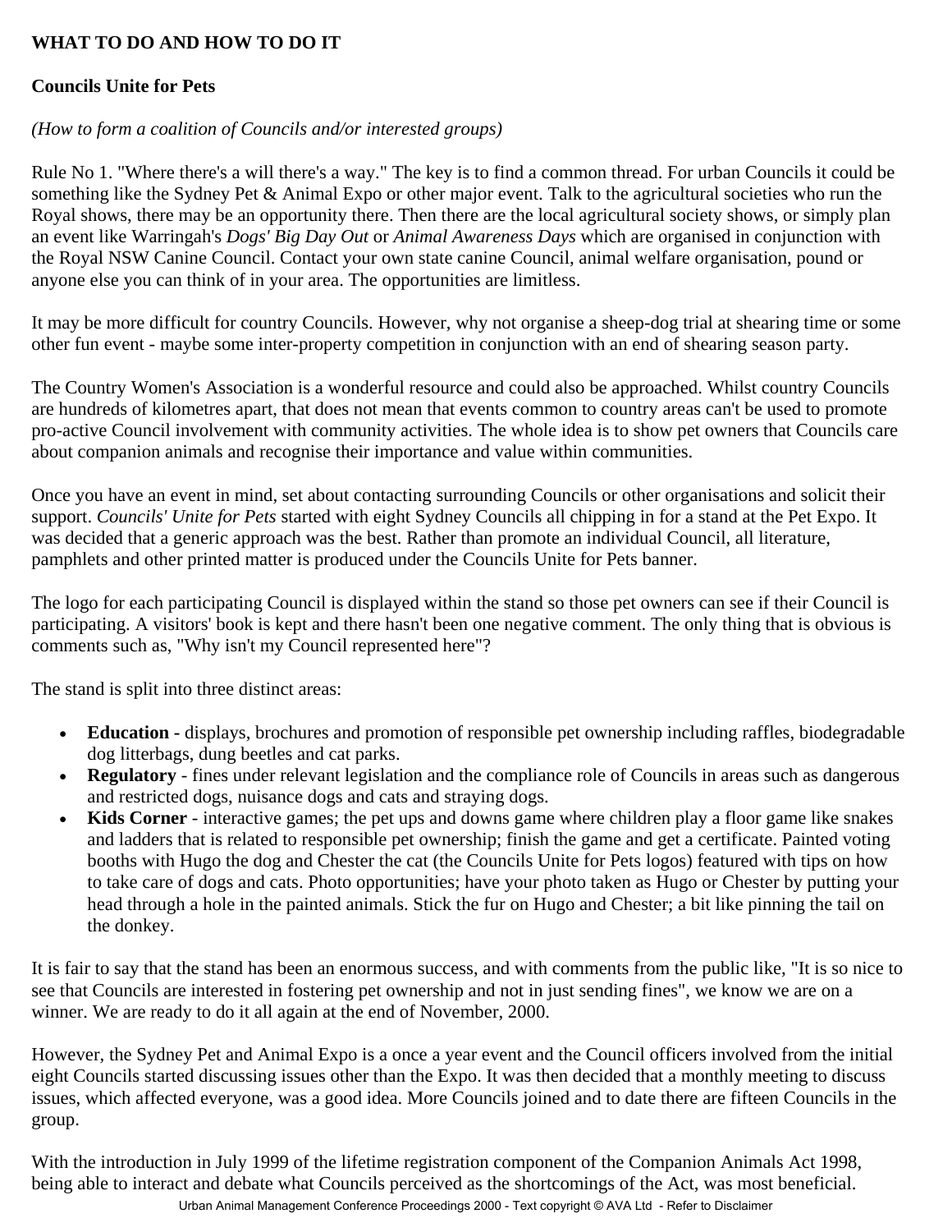**WHAT TO DO AND HOW TO DO IT**

**Councils Unite for Pets**

*(How to form a coalition of Councils and/or interested groups)*

Rule No 1. "Where there's a will there's a way." The key is to find a common thread. For urban Councils it could be something like the Sydney Pet & Animal Expo or other major event. Talk to the agricultural societies who run the Royal shows, there may be an opportunity there. Then there are the local agricultural society shows, or simply plan an event like Warringah's *Dogs' Big Day Out* or *Animal Awareness Days* which are organised in conjunction with the Royal NSW Canine Council. Contact your own state canine Council, animal welfare organisation, pound or anyone else you can think of in your area. The opportunities are limitless.

It may be more difficult for country Councils. However, why not organise a sheep-dog trial at shearing time or some other fun event - maybe some inter-property competition in conjunction with an end of shearing season party.

The Country Women's Association is a wonderful resource and could also be approached. Whilst country Councils are hundreds of kilometres apart, that does not mean that events common to country areas can't be used to promote pro-active Council involvement with community activities. The whole idea is to show pet owners that Councils care about companion animals and recognise their importance and value within communities.

Once you have an event in mind, set about contacting surrounding Councils or other organisations and solicit their support. *Councils' Unite for Pets* started with eight Sydney Councils all chipping in for a stand at the Pet Expo. It was decided that a generic approach was the best. Rather than promote an individual Council, all literature, pamphlets and other printed matter is produced under the Councils Unite for Pets banner.

The logo for each participating Council is displayed within the stand so those pet owners can see if their Council is participating. A visitors' book is kept and there hasn't been one negative comment. The only thing that is obvious is comments such as, "Why isn't my Council represented here"?

The stand is split into three distinct areas:

- **Education -** displays, brochures and promotion of responsible pet ownership including raffles, biodegradable dog litterbags, dung beetles and cat parks.
- **Regulatory** - fines under relevant legislation and the compliance role of Councils in areas such as dangerous and restricted dogs, nuisance dogs and cats and straying dogs.
- **Kids Corner** - interactive games; the pet ups and downs game where children play a floor game like snakes and ladders that is related to responsible pet ownership; finish the game and get a certificate. Painted voting booths with Hugo the dog and Chester the cat (the Councils Unite for Pets logos) featured with tips on how to take care of dogs and cats. Photo opportunities; have your photo taken as Hugo or Chester by putting your head through a hole in the painted animals. Stick the fur on Hugo and Chester; a bit like pinning the tail on the donkey.

It is fair to say that the stand has been an enormous success, and with comments from the public like, "It is so nice to see that Councils are interested in fostering pet ownership and not in just sending fines", we know we are on a winner. We are ready to do it all again at the end of November, 2000.

However, the Sydney Pet and Animal Expo is a once a year event and the Council officers involved from the initial eight Councils started discussing issues other than the Expo. It was then decided that a monthly meeting to discuss issues, which affected everyone, was a good idea. More Councils joined and to date there are fifteen Councils in the group.

With the introduction in July 1999 of the lifetime registration component of the Companion Animals Act 1998, being able to interact and debate what Councils perceived as the shortcomings of the Act, was most beneficial.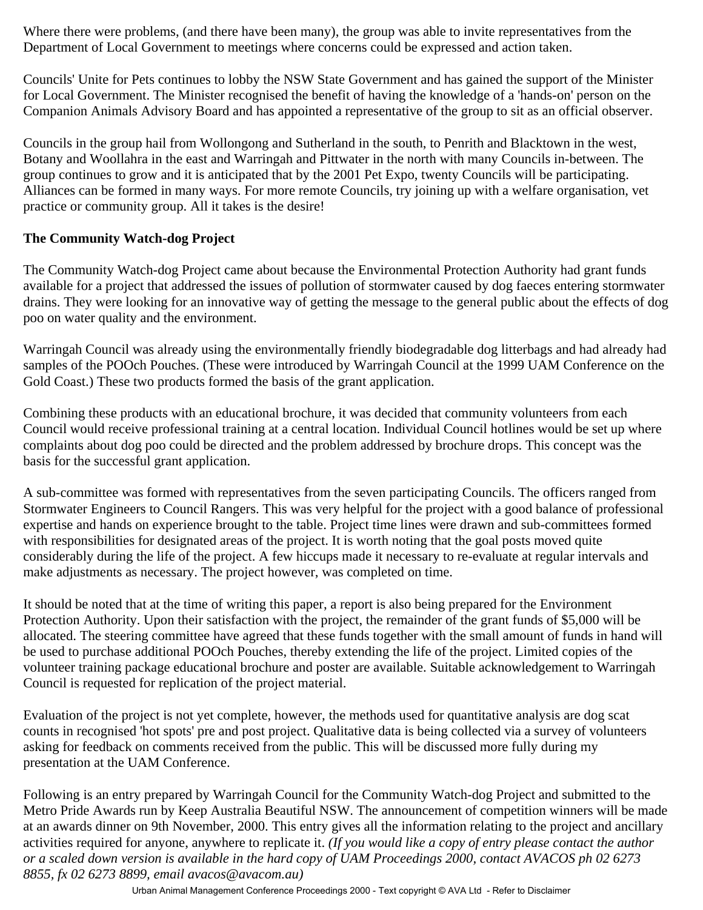Where there were problems, (and there have been many), the group was able to invite representatives from the Department of Local Government to meetings where concerns could be expressed and action taken.

Councils' Unite for Pets continues to lobby the NSW State Government and has gained the support of the Minister for Local Government. The Minister recognised the benefit of having the knowledge of a 'hands-on' person on the Companion Animals Advisory Board and has appointed a representative of the group to sit as an official observer.

Councils in the group hail from Wollongong and Sutherland in the south, to Penrith and Blacktown in the west, Botany and Woollahra in the east and Warringah and Pittwater in the north with many Councils in-between. The group continues to grow and it is anticipated that by the 2001 Pet Expo, twenty Councils will be participating. Alliances can be formed in many ways. For more remote Councils, try joining up with a welfare organisation, vet practice or community group. All it takes is the desire!

**The Community Watch-dog Project**

The Community Watch-dog Project came about because the Environmental Protection Authority had grant funds available for a project that addressed the issues of pollution of stormwater caused by dog faeces entering stormwater drains. They were looking for an innovative way of getting the message to the general public about the effects of dog poo on water quality and the environment.

Warringah Council was already using the environmentally friendly biodegradable dog litterbags and had already had samples of the POOch Pouches. (These were introduced by Warringah Council at the 1999 UAM Conference on the Gold Coast.) These two products formed the basis of the grant application.

Combining these products with an educational brochure, it was decided that community volunteers from each Council would receive professional training at a central location. Individual Council hotlines would be set up where complaints about dog poo could be directed and the problem addressed by brochure drops. This concept was the basis for the successful grant application.

A sub-committee was formed with representatives from the seven participating Councils. The officers ranged from Stormwater Engineers to Council Rangers. This was very helpful for the project with a good balance of professional expertise and hands on experience brought to the table. Project time lines were drawn and sub-committees formed with responsibilities for designated areas of the project. It is worth noting that the goal posts moved quite considerably during the life of the project. A few hiccups made it necessary to re-evaluate at regular intervals and make adjustments as necessary. The project however, was completed on time.

It should be noted that at the time of writing this paper, a report is also being prepared for the Environment Protection Authority. Upon their satisfaction with the project, the remainder of the grant funds of $5,000 will be allocated. The steering committee have agreed that these funds together with the small amount of funds in hand will be used to purchase additional POOch Pouches, thereby extending the life of the project. Limited copies of the volunteer training package educational brochure and poster are available. Suitable acknowledgement to Warringah Council is requested for replication of the project material.

Evaluation of the project is not yet complete, however, the methods used for quantitative analysis are dog scat counts in recognised 'hot spots' pre and post project. Qualitative data is being collected via a survey of volunteers asking for feedback on comments received from the public. This will be discussed more fully during my presentation at the UAM Conference.

Following is an entry prepared by Warringah Council for the Community Watch-dog Project and submitted to the Metro Pride Awards run by Keep Australia Beautiful NSW. The announcement of competition winners will be made at an awards dinner on 9th November, 2000. This entry gives all the information relating to the project and ancillary activities required for anyone, anywhere to replicate it. *(If you would like a copy of entry please contact the author or a scaled down version is available in the hard copy of UAM Proceedings 2000, contact AVACOS ph 02 6273 8855, fx 02 6273 8899, email avacos@avacom.au)*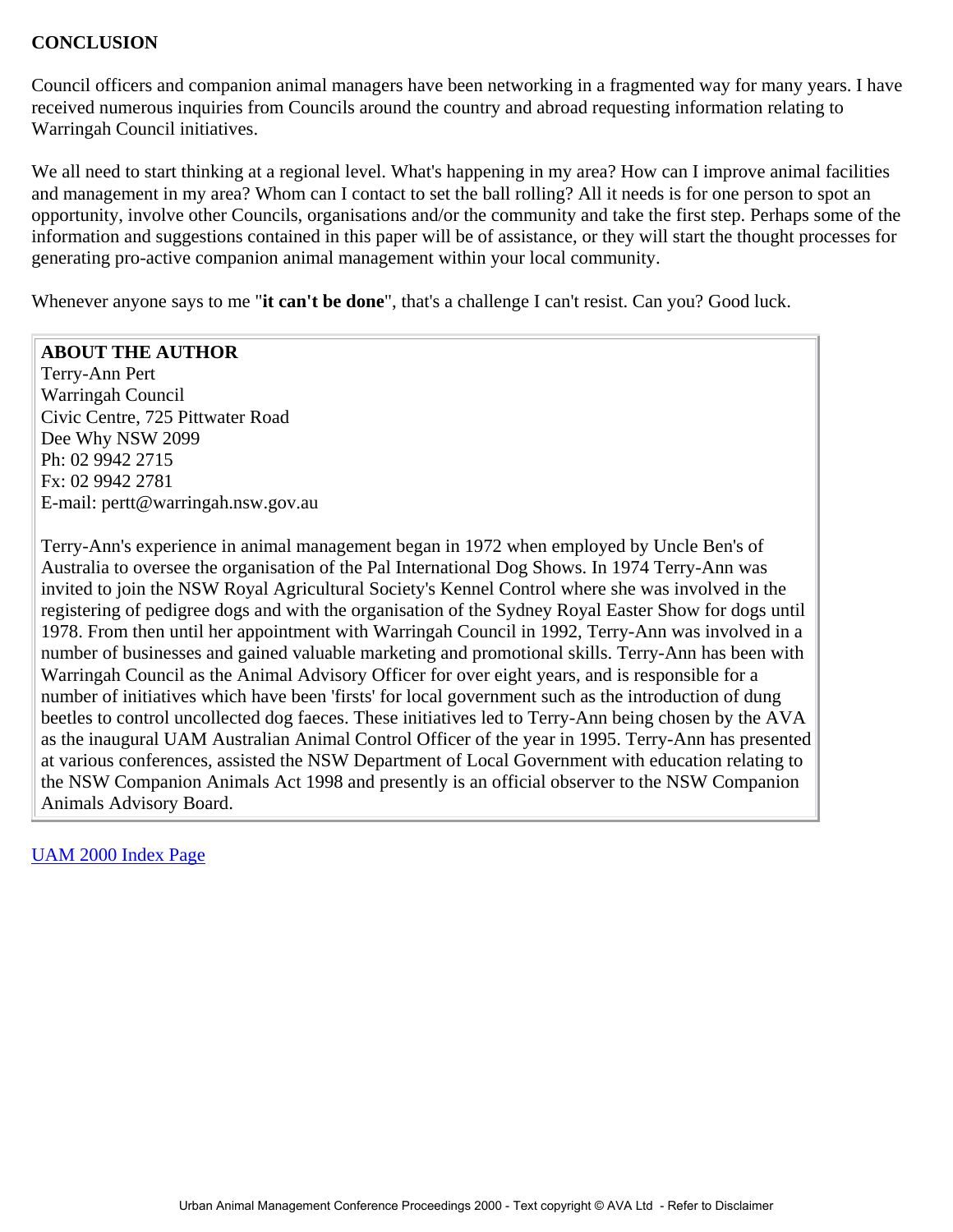**CONCLUSION**

Council officers and companion animal managers have been networking in a fragmented way for many years. I have received numerous inquiries from Councils around the country and abroad requesting information relating to Warringah Council initiatives.

We all need to start thinking at a regional level. What's happening in my area? How can I improve animal facilities and management in my area? Whom can I contact to set the ball rolling? All it needs is for one person to spot an opportunity, involve other Councils, organisations and/or the community and take the first step. Perhaps some of the information and suggestions contained in this paper will be of assistance, or they will start the thought processes for generating pro-active companion animal management within your local community.

Whenever anyone says to me "**it can't be done**", that's a challenge I can't resist. Can you? Good luck.

**ABOUT THE AUTHOR**
Terry-Ann Pert
Warringah Council
Civic Centre, 725 Pittwater Road
Dee Why NSW 2099
Ph: 02 9942 2715
Fx: 02 9942 2781
E-mail: pertt@warringah.nsw.gov.au

Terry-Ann's experience in animal management began in 1972 when employed by Uncle Ben's of Australia to oversee the organisation of the Pal International Dog Shows. In 1974 Terry-Ann was invited to join the NSW Royal Agricultural Society's Kennel Control where she was involved in the registering of pedigree dogs and with the organisation of the Sydney Royal Easter Show for dogs until 1978. From then until her appointment with Warringah Council in 1992, Terry-Ann was involved in a number of businesses and gained valuable marketing and promotional skills. Terry-Ann has been with Warringah Council as the Animal Advisory Officer for over eight years, and is responsible for a number of initiatives which have been 'firsts' for local government such as the introduction of dung beetles to control uncollected dog faeces. These initiatives led to Terry-Ann being chosen by the AVA as the inaugural UAM Australian Animal Control Officer of the year in 1995. Terry-Ann has presented at various conferences, assisted the NSW Department of Local Government with education relating to the NSW Companion Animals Act 1998 and presently is an official observer to the NSW Companion Animals Advisory Board.

UAM 2000 Index Page